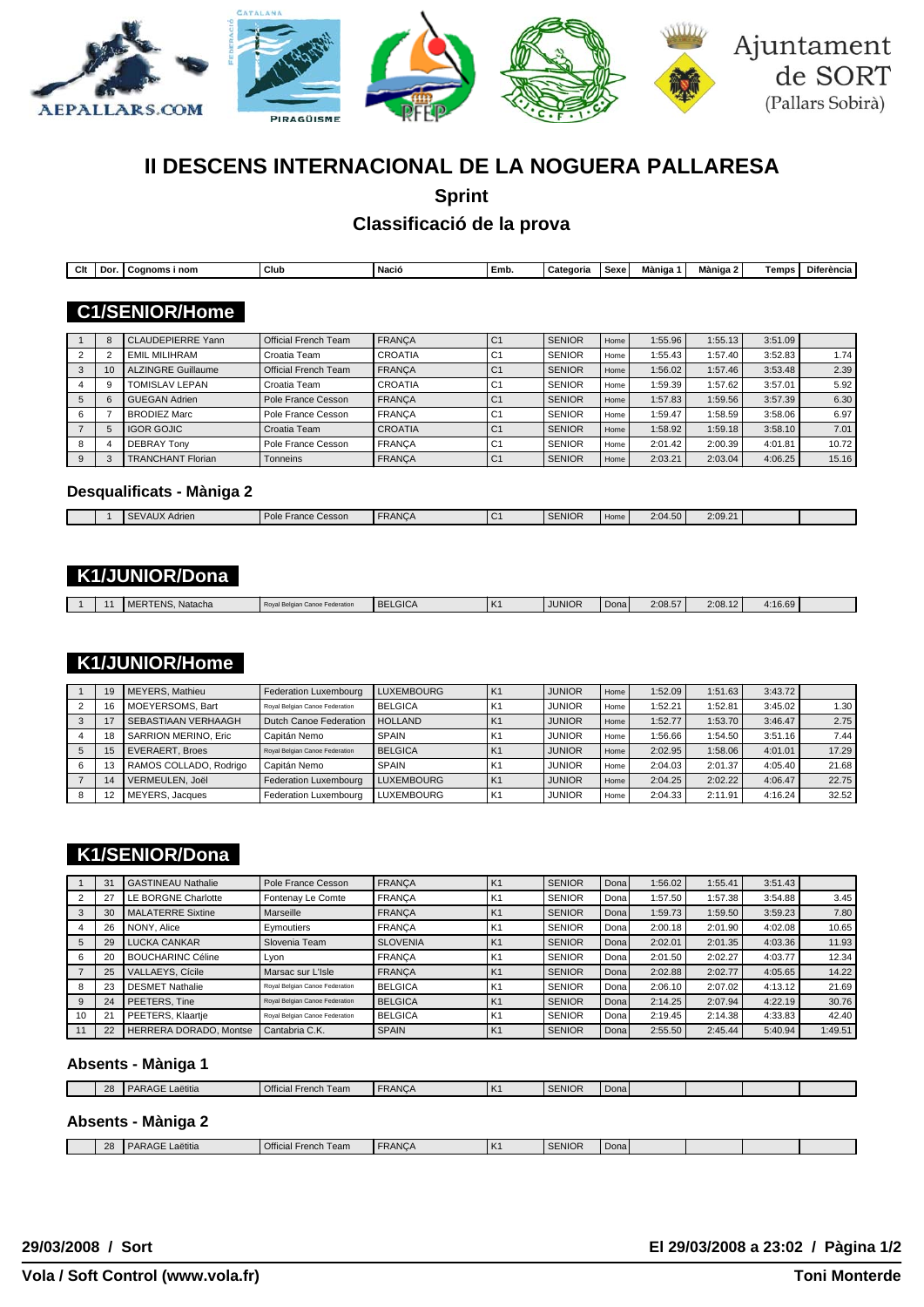Ajuntament de SORT (Pallars Sobirà)

# II DESCENS INTERNACIONAL DE LA NOGUERA PALLARESA

## Sprint

## Classificació de la prova

| Clt | Dor. | Cognoms i nom | Club | Nació | Emb. | Categoria | Sexe | Màniga 1 | Màniga 2 | Temps | Diferència |
|---|---|---|---|---|---|---|---|---|---|---|---|

### C1/SENIOR/Home

| Clt | Dor. | Cognoms i nom | Club | Nació | Emb. | Categoria | Sexe | Màniga 1 | Màniga 2 | Temps | Diferència |
|---|---|---|---|---|---|---|---|---|---|---|---|
| 1 | 8 | CLAUDEPIERRE Yann | Official French Team | FRANÇA | C1 | SENIOR | Home | 1:55.96 | 1:55.13 | 3:51.09 | |
| 2 | 2 | EMIL MILIHRAM | Croatia Team | CROATIA | C1 | SENIOR | Home | 1:55.43 | 1:57.40 | 3:52.83 | 1.74 |
| 3 | 10 | ALZINGRE Guillaume | Official French Team | FRANÇA | C1 | SENIOR | Home | 1:56.02 | 1:57.46 | 3:53.48 | 2.39 |
| 4 | 9 | TOMISLAV LEPAN | Croatia Team | CROATIA | C1 | SENIOR | Home | 1:59.39 | 1:57.62 | 3:57.01 | 5.92 |
| 5 | 6 | GUEGAN Adrien | Pole France Cesson | FRANÇA | C1 | SENIOR | Home | 1:57.83 | 1:59.56 | 3:57.39 | 6.30 |
| 6 | 7 | BRODIEZ Marc | Pole France Cesson | FRANÇA | C1 | SENIOR | Home | 1:59.47 | 1:58.59 | 3:58.06 | 6.97 |
| 7 | 5 | IGOR GOJIC | Croatia Team | CROATIA | C1 | SENIOR | Home | 1:58.92 | 1:59.18 | 3:58.10 | 7.01 |
| 8 | 4 | DEBRAY Tony | Pole France Cesson | FRANÇA | C1 | SENIOR | Home | 2:01.42 | 2:00.39 | 4:01.81 | 10.72 |
| 9 | 3 | TRANCHANT Florian | Tonneins | FRANÇA | C1 | SENIOR | Home | 2:03.21 | 2:03.04 | 4:06.25 | 15.16 |

#### Desqualificats - Màniga 2

| Clt | Dor. | Cognoms i nom | Club | Nació | Emb. | Categoria | Sexe | Màniga 1 | Màniga 2 | Temps | Diferència |
|---|---|---|---|---|---|---|---|---|---|---|---|
| | 1 | SEVAUX Adrien | Pole France Cesson | FRANÇA | C1 | SENIOR | Home | 2:04.50 | 2:09.21 | | |

### K1/JUNIOR/Dona

| Clt | Dor. | Cognoms i nom | Club | Nació | Emb. | Categoria | Sexe | Màniga 1 | Màniga 2 | Temps | Diferència |
|---|---|---|---|---|---|---|---|---|---|---|---|
| 1 | 11 | MERTENS, Natacha | Royal Belgian Canoe Federation | BELGICA | K1 | JUNIOR | Dona | 2:08.57 | 2:08.12 | 4:16.69 | |

### K1/JUNIOR/Home

| Clt | Dor. | Cognoms i nom | Club | Nació | Emb. | Categoria | Sexe | Màniga 1 | Màniga 2 | Temps | Diferència |
|---|---|---|---|---|---|---|---|---|---|---|---|
| 1 | 19 | MEYERS, Mathieu | Federation Luxembourg | LUXEMBOURG | K1 | JUNIOR | Home | 1:52.09 | 1:51.63 | 3:43.72 | |
| 2 | 16 | MOEYERSOMS, Bart | Royal Belgian Canoe Federation | BELGICA | K1 | JUNIOR | Home | 1:52.21 | 1:52.81 | 3:45.02 | 1.30 |
| 3 | 17 | SEBASTIAAN VERHAAGH | Dutch Canoe Federation | HOLLAND | K1 | JUNIOR | Home | 1:52.77 | 1:53.70 | 3:46.47 | 2.75 |
| 4 | 18 | SARRION MERINO, Eric | Capitán Nemo | SPAIN | K1 | JUNIOR | Home | 1:56.66 | 1:54.50 | 3:51.16 | 7.44 |
| 5 | 15 | EVERAERT, Broes | Royal Belgian Canoe Federation | BELGICA | K1 | JUNIOR | Home | 2:02.95 | 1:58.06 | 4:01.01 | 17.29 |
| 6 | 13 | RAMOS COLLADO, Rodrigo | Capitán Nemo | SPAIN | K1 | JUNIOR | Home | 2:04.03 | 2:01.37 | 4:05.40 | 21.68 |
| 7 | 14 | VERMEULEN, Joël | Federation Luxembourg | LUXEMBOURG | K1 | JUNIOR | Home | 2:04.25 | 2:02.22 | 4:06.47 | 22.75 |
| 8 | 12 | MEYERS, Jacques | Federation Luxembourg | LUXEMBOURG | K1 | JUNIOR | Home | 2:04.33 | 2:11.91 | 4:16.24 | 32.52 |

### K1/SENIOR/Dona

| Clt | Dor. | Cognoms i nom | Club | Nació | Emb. | Categoria | Sexe | Màniga 1 | Màniga 2 | Temps | Diferència |
|---|---|---|---|---|---|---|---|---|---|---|---|
| 1 | 31 | GASTINEAU Nathalie | Pole France Cesson | FRANÇA | K1 | SENIOR | Dona | 1:56.02 | 1:55.41 | 3:51.43 | |
| 2 | 27 | LE BORGNE Charlotte | Fontenay Le Comte | FRANÇA | K1 | SENIOR | Dona | 1:57.50 | 1:57.38 | 3:54.88 | 3.45 |
| 3 | 30 | MALATERRE Sixtine | Marseille | FRANÇA | K1 | SENIOR | Dona | 1:59.73 | 1:59.50 | 3:59.23 | 7.80 |
| 4 | 26 | NONY, Alice | Eymoutiers | FRANÇA | K1 | SENIOR | Dona | 2:00.18 | 2:01.90 | 4:02.08 | 10.65 |
| 5 | 29 | LUCKA CANKAR | Slovenia Team | SLOVENIA | K1 | SENIOR | Dona | 2:02.01 | 2:01.35 | 4:03.36 | 11.93 |
| 6 | 20 | BOUCHARINC Céline | Lyon | FRANÇA | K1 | SENIOR | Dona | 2:01.50 | 2:02.27 | 4:03.77 | 12.34 |
| 7 | 25 | VALLAEYS, Cicile | Marsac sur L'Isle | FRANÇA | K1 | SENIOR | Dona | 2:02.88 | 2:02.77 | 4:05.65 | 14.22 |
| 8 | 23 | DESMET Nathalie | Royal Belgian Canoe Federation | BELGICA | K1 | SENIOR | Dona | 2:06.10 | 2:07.02 | 4:13.12 | 21.69 |
| 9 | 24 | PEETERS, Tine | Royal Belgian Canoe Federation | BELGICA | K1 | SENIOR | Dona | 2:14.25 | 2:07.94 | 4:22.19 | 30.76 |
| 10 | 21 | PEETERS, Klaartje | Royal Belgian Canoe Federation | BELGICA | K1 | SENIOR | Dona | 2:19.45 | 2:14.38 | 4:33.83 | 42.40 |
| 11 | 22 | HERRERA DORADO, Montse | Cantabria C.K. | SPAIN | K1 | SENIOR | Dona | 2:55.50 | 2:45.44 | 5:40.94 | 1:49.51 |

#### Absents - Màniga 1

| Clt | Dor. | Cognoms i nom | Club | Nació | Emb. | Categoria | Sexe | Màniga 1 | Màniga 2 | Temps | Diferència |
|---|---|---|---|---|---|---|---|---|---|---|---|
| | 28 | PARAGE Laëtitia | Official French Team | FRANÇA | K1 | SENIOR | Dona | | | | |

#### Absents - Màniga 2

| Clt | Dor. | Cognoms i nom | Club | Nació | Emb. | Categoria | Sexe | Màniga 1 | Màniga 2 | Temps | Diferència |
|---|---|---|---|---|---|---|---|---|---|---|---|
| | 28 | PARAGE Laëtitia | Official French Team | FRANÇA | K1 | SENIOR | Dona | | | | |

**29/03/2008 / Sort** — **El 29/03/2008 a 23:02**

**Vola / Soft Control (www.vola.fr)** — **Toni Monterde**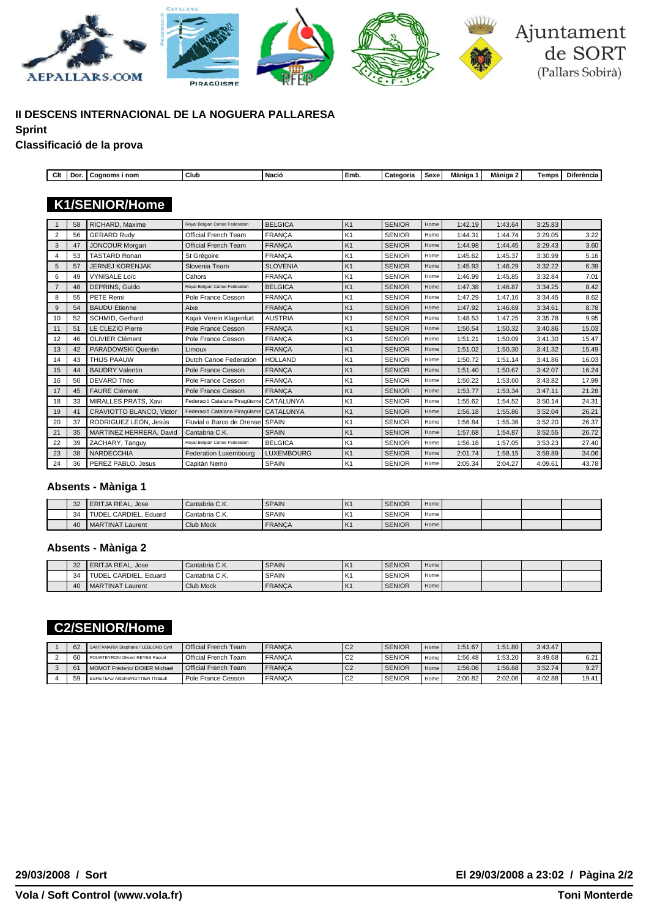**II DESCENS INTERNACIONAL DE LA NOGUERA PALLARESA**

**Sprint**

**Classificació de la prova**

## K1/SENIOR/Home

| Clt | Dor. | Cognoms i nom | Club | Nació | Emb. | Categoria | Sexe | Màniga 1 | Màniga 2 | Temps | Diferència |
|---|---|---|---|---|---|---|---|---|---|---|---|
| 1 | 58 | RICHARD, Maxime | Royal Belgian Canoe Federation | BELGICA | K1 | SENIOR | Home | 1:42.19 | 1:43.64 | 3:25.83 | |
| 2 | 56 | GERARD Rudy | Official French Team | FRANÇA | K1 | SENIOR | Home | 1:44.31 | 1:44.74 | 3:29.05 | 3.22 |
| 3 | 47 | JONCOUR Morgan | Official French Team | FRANÇA | K1 | SENIOR | Home | 1:44.98 | 1:44.45 | 3:29.43 | 3.60 |
| 4 | 53 | TASTARD Ronan | St Grégoire | FRANÇA | K1 | SENIOR | Home | 1:45.62 | 1:45.37 | 3:30.99 | 5.16 |
| 5 | 57 | JERNEJ KORENJAK | Slovenia Team | SLOVENIA | K1 | SENIOR | Home | 1:45.93 | 1:46.29 | 3:32.22 | 6.39 |
| 6 | 49 | VYNISALE Loïc | Cahors | FRANÇA | K1 | SENIOR | Home | 1:46.99 | 1:45.85 | 3:32.84 | 7.01 |
| 7 | 48 | DEPRINS, Guido | Royal Belgian Canoe Federation | BELGICA | K1 | SENIOR | Home | 1:47.38 | 1:46.87 | 3:34.25 | 8.42 |
| 8 | 55 | PETE Remi | Pole France Cesson | FRANÇA | K1 | SENIOR | Home | 1:47.29 | 1:47.16 | 3:34.45 | 8.62 |
| 9 | 54 | BAUDU Etienne | Aixe | FRANÇA | K1 | SENIOR | Home | 1:47.92 | 1:46.69 | 3:34.61 | 8.78 |
| 10 | 52 | SCHMID, Gerhard | Kajak Verein Klagenfurt | AUSTRIA | K1 | SENIOR | Home | 1:48.53 | 1:47.25 | 3:35.78 | 9.95 |
| 11 | 51 | LE CLEZIO Pierre | Pole France Cesson | FRANÇA | K1 | SENIOR | Home | 1:50.54 | 1:50.32 | 3:40.86 | 15.03 |
| 12 | 46 | OLIVIER Clément | Pole France Cesson | FRANÇA | K1 | SENIOR | Home | 1:51.21 | 1:50.09 | 3:41.30 | 15.47 |
| 13 | 42 | PARADOWSKI Quentin | Limoux | FRANÇA | K1 | SENIOR | Home | 1:51.02 | 1:50.30 | 3:41.32 | 15.49 |
| 14 | 43 | THIJS PAAUW | Dutch Canoe Federation | HOLLAND | K1 | SENIOR | Home | 1:50.72 | 1:51.14 | 3:41.86 | 16.03 |
| 15 | 44 | BAUDRY Valentin | Pole France Cesson | FRANÇA | K1 | SENIOR | Home | 1:51.40 | 1:50.67 | 3:42.07 | 16.24 |
| 16 | 50 | DEVARD Théo | Pole France Cesson | FRANÇA | K1 | SENIOR | Home | 1:50.22 | 1:53.60 | 3:43.82 | 17.99 |
| 17 | 45 | FAURE Clément | Pole France Cesson | FRANÇA | K1 | SENIOR | Home | 1:53.77 | 1:53.34 | 3:47.11 | 21.28 |
| 18 | 33 | MIRALLES PRATS, Xavi | Federació Catalana Piragüisme | CATALUNYA | K1 | SENIOR | Home | 1:55.62 | 1:54.52 | 3:50.14 | 24.31 |
| 19 | 41 | CRAVIOTTO BLANCO, Victor | Federació Catalana Piragüisme | CATALUNYA | K1 | SENIOR | Home | 1:56.18 | 1:55.86 | 3:52.04 | 26.21 |
| 20 | 37 | RODRIGUEZ LEÓN, Jesús | Fluvial o Barco de Orense | SPAIN | K1 | SENIOR | Home | 1:56.84 | 1:55.36 | 3:52.20 | 26.37 |
| 21 | 35 | MARTINEZ HERRERA, David | Cantabria C.K. | SPAIN | K1 | SENIOR | Home | 1:57.68 | 1:54.87 | 3:52.55 | 26.72 |
| 22 | 39 | ZACHARY, Tanguy | Royal Belgian Canoe Federation | BELGICA | K1 | SENIOR | Home | 1:56.18 | 1:57.05 | 3:53.23 | 27.40 |
| 23 | 38 | NARDECCHIA | Federation Luxembourg | LUXEMBOURG | K1 | SENIOR | Home | 2:01.74 | 1:58.15 | 3:59.89 | 34.06 |
| 24 | 36 | PEREZ PABLO, Jesus | Capitán Nemo | SPAIN | K1 | SENIOR | Home | 2:05.34 | 2:04.27 | 4:09.61 | 43.78 |

### Absents - Màniga 1

| Clt | Dor. | Cognoms i nom | Club | Nació | Emb. | Categoria | Sexe | Màniga 1 | Màniga 2 | Temps | Diferència |
|---|---|---|---|---|---|---|---|---|---|---|---|
| | 32 | ERITJA REAL, Jose | Cantabria C.K. | SPAIN | K1 | SENIOR | Home | | | | |
| | 34 | TUDEL CARDIEL, Eduard | Cantabria C.K. | SPAIN | K1 | SENIOR | Home | | | | |
| | 40 | MARTINAT Laurent | Club Mock | FRANÇA | K1 | SENIOR | Home | | | | |

### Absents - Màniga 2

| Clt | Dor. | Cognoms i nom | Club | Nació | Emb. | Categoria | Sexe | Màniga 1 | Màniga 2 | Temps | Diferència |
|---|---|---|---|---|---|---|---|---|---|---|---|
| | 32 | ERITJA REAL, Jose | Cantabria C.K. | SPAIN | K1 | SENIOR | Home | | | | |
| | 34 | TUDEL CARDIEL, Eduard | Cantabria C.K. | SPAIN | K1 | SENIOR | Home | | | | |
| | 40 | MARTINAT Laurent | Club Mock | FRANÇA | K1 | SENIOR | Home | | | | |

## C2/SENIOR/Home

| Clt | Dor. | Cognoms i nom | Club | Nació | Emb. | Categoria | Sexe | Màniga 1 | Màniga 2 | Temps | Diferència |
|---|---|---|---|---|---|---|---|---|---|---|---|
| 1 | 62 | SANTAMARIA Stephane / LEBLOND Cyril | Official French Team | FRANÇA | C2 | SENIOR | Home | 1:51.67 | 1:51.80 | 3:43.47 | |
| 2 | 60 | POURTEYRON Olivier/ REYES Pascal | Official French Team | FRANÇA | C2 | SENIOR | Home | 1:56.48 | 1:53.20 | 3:49.68 | 6.21 |
| 3 | 61 | MOMOT Fréderic/ DIDIER Michael | Official French Team | FRANÇA | C2 | SENIOR | Home | 1:56.06 | 1:56.68 | 3:52.74 | 9.27 |
| 4 | 59 | EGRETEAU Antoine/ROTTIER Thibault | Pole France Cesson | FRANÇA | C2 | SENIOR | Home | 2:00.82 | 2:02.06 | 4:02.88 | 19.41 |

**29/03/2008 / Sort** **El 29/03/2008 a 23:02 / Pàgina 2/2**

**Vola / Soft Control (www.vola.fr)** **Toni Monterde**